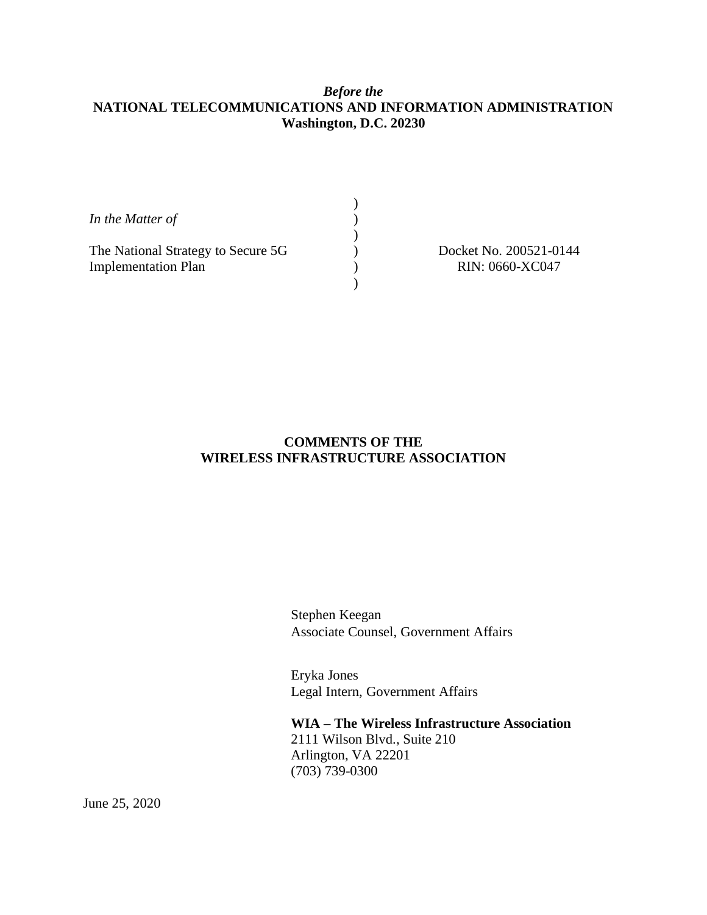*Before the*
**NATIONAL TELECOMMUNICATIONS AND INFORMATION ADMINISTRATION**
**Washington, D.C. 20230**

| | | |
|---|---|---|
| *In the Matter of* | ) | |
| | ) | |
| The National Strategy to Secure 5G Implementation Plan | ) | Docket No. 200521-0144 RIN: 0660-XC047 |
| | ) | |

**COMMENTS OF THE WIRELESS INFRASTRUCTURE ASSOCIATION**

Stephen Keegan
Associate Counsel, Government Affairs

Eryka Jones
Legal Intern, Government Affairs

**WIA – The Wireless Infrastructure Association**
2111 Wilson Blvd., Suite 210
Arlington, VA 22201
(703) 739-0300

June 25, 2020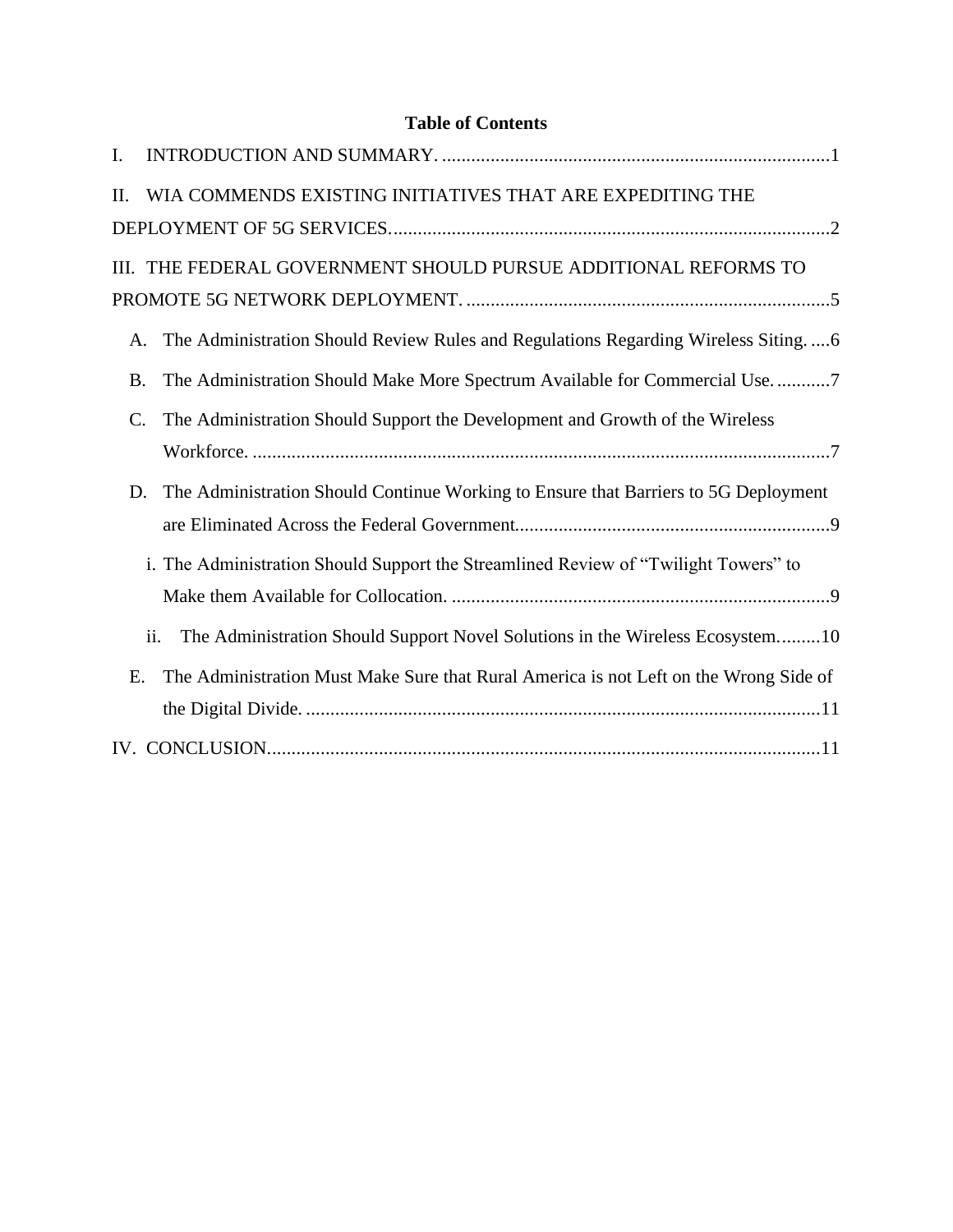**Table of Contents**

I. INTRODUCTION AND SUMMARY. ............................................................................... 1

II. WIA COMMENDS EXISTING INITIATIVES THAT ARE EXPEDITING THE DEPLOYMENT OF 5G SERVICES. ......................................................................................... 2

III. THE FEDERAL GOVERNMENT SHOULD PURSUE ADDITIONAL REFORMS TO PROMOTE 5G NETWORK DEPLOYMENT. .......................................................................... 5

- A. The Administration Should Review Rules and Regulations Regarding Wireless Siting. .... 6
- B. The Administration Should Make More Spectrum Available for Commercial Use. ........... 7
- C. The Administration Should Support the Development and Growth of the Wireless Workforce. ...................................................................................................................... 7
- D. The Administration Should Continue Working to Ensure that Barriers to 5G Deployment are Eliminated Across the Federal Government. ................................................................ 9
  - i. The Administration Should Support the Streamlined Review of "Twilight Towers" to Make them Available for Collocation. ............................................................................. 9
  - ii. The Administration Should Support Novel Solutions in the Wireless Ecosystem. ......... 10
- E. The Administration Must Make Sure that Rural America is not Left on the Wrong Side of the Digital Divide. ......................................................................................................... 11

IV. CONCLUSION. ............................................................................................................... 11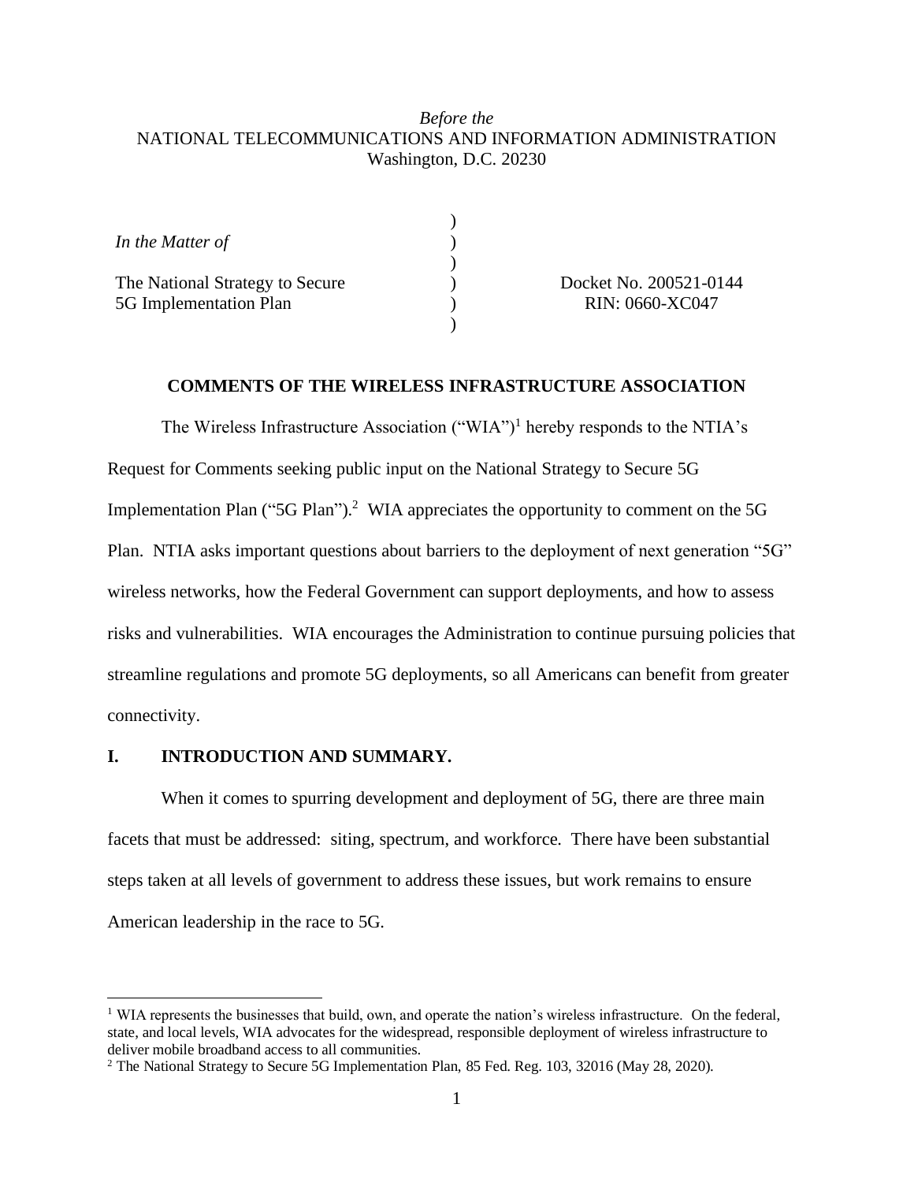*Before the*
NATIONAL TELECOMMUNICATIONS AND INFORMATION ADMINISTRATION
Washington, D.C. 20230

| | | |
|---|---|---|
| *In the Matter of* | ) | |
| | ) | |
| The National Strategy to Secure 5G Implementation Plan | ) | Docket No. 200521-0144 RIN: 0660-XC047 |
| | ) | |

**COMMENTS OF THE WIRELESS INFRASTRUCTURE ASSOCIATION**

The Wireless Infrastructure Association ("WIA")[1] hereby responds to the NTIA's Request for Comments seeking public input on the National Strategy to Secure 5G Implementation Plan ("5G Plan").[2] WIA appreciates the opportunity to comment on the 5G Plan. NTIA asks important questions about barriers to the deployment of next generation "5G" wireless networks, how the Federal Government can support deployments, and how to assess risks and vulnerabilities. WIA encourages the Administration to continue pursuing policies that streamline regulations and promote 5G deployments, so all Americans can benefit from greater connectivity.

## I. INTRODUCTION AND SUMMARY.

When it comes to spurring development and deployment of 5G, there are three main facets that must be addressed: siting, spectrum, and workforce. There have been substantial steps taken at all levels of government to address these issues, but work remains to ensure American leadership in the race to 5G.

---

[1] WIA represents the businesses that build, own, and operate the nation's wireless infrastructure. On the federal, state, and local levels, WIA advocates for the widespread, responsible deployment of wireless infrastructure to deliver mobile broadband access to all communities.

[2] The National Strategy to Secure 5G Implementation Plan, 85 Fed. Reg. 103, 32016 (May 28, 2020).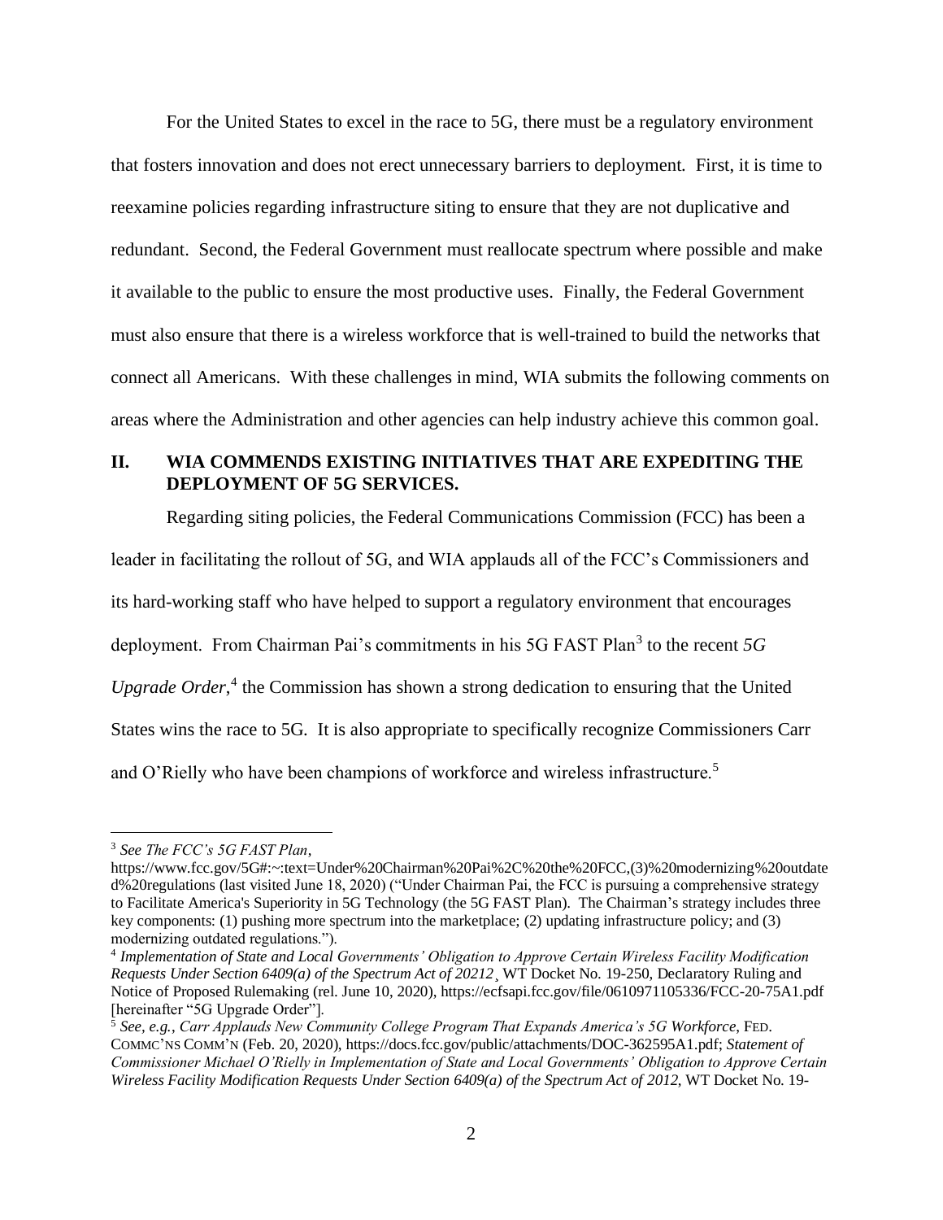For the United States to excel in the race to 5G, there must be a regulatory environment that fosters innovation and does not erect unnecessary barriers to deployment. First, it is time to reexamine policies regarding infrastructure siting to ensure that they are not duplicative and redundant. Second, the Federal Government must reallocate spectrum where possible and make it available to the public to ensure the most productive uses. Finally, the Federal Government must also ensure that there is a wireless workforce that is well-trained to build the networks that connect all Americans. With these challenges in mind, WIA submits the following comments on areas where the Administration and other agencies can help industry achieve this common goal.

## II. WIA COMMENDS EXISTING INITIATIVES THAT ARE EXPEDITING THE DEPLOYMENT OF 5G SERVICES.

Regarding siting policies, the Federal Communications Commission (FCC) has been a leader in facilitating the rollout of 5G, and WIA applauds all of the FCC's Commissioners and its hard-working staff who have helped to support a regulatory environment that encourages deployment. From Chairman Pai's commitments in his 5G FAST Plan[3] to the recent *5G Upgrade Order*,[4] the Commission has shown a strong dedication to ensuring that the United States wins the race to 5G. It is also appropriate to specifically recognize Commissioners Carr and O'Rielly who have been champions of workforce and wireless infrastructure.[5]

---

[3] *See The FCC's 5G FAST Plan*, https://www.fcc.gov/5G#:~:text=Under%20Chairman%20Pai%2C%20the%20FCC,(3)%20modernizing%20outdated%20regulations (last visited June 18, 2020) ("Under Chairman Pai, the FCC is pursuing a comprehensive strategy to Facilitate America's Superiority in 5G Technology (the 5G FAST Plan). The Chairman's strategy includes three key components: (1) pushing more spectrum into the marketplace; (2) updating infrastructure policy; and (3) modernizing outdated regulations.").

[4] *Implementation of State and Local Governments' Obligation to Approve Certain Wireless Facility Modification Requests Under Section 6409(a) of the Spectrum Act of 20212*¸ WT Docket No. 19-250, Declaratory Ruling and Notice of Proposed Rulemaking (rel. June 10, 2020), https://ecfsapi.fcc.gov/file/0610971105336/FCC-20-75A1.pdf [hereinafter "5G Upgrade Order"].

[5] *See, e.g.*, *Carr Applauds New Community College Program That Expands America's 5G Workforce*, FED. COMMC'NS COMM'N (Feb. 20, 2020), https://docs.fcc.gov/public/attachments/DOC-362595A1.pdf; *Statement of Commissioner Michael O'Rielly in Implementation of State and Local Governments' Obligation to Approve Certain Wireless Facility Modification Requests Under Section 6409(a) of the Spectrum Act of 2012*, WT Docket No. 19-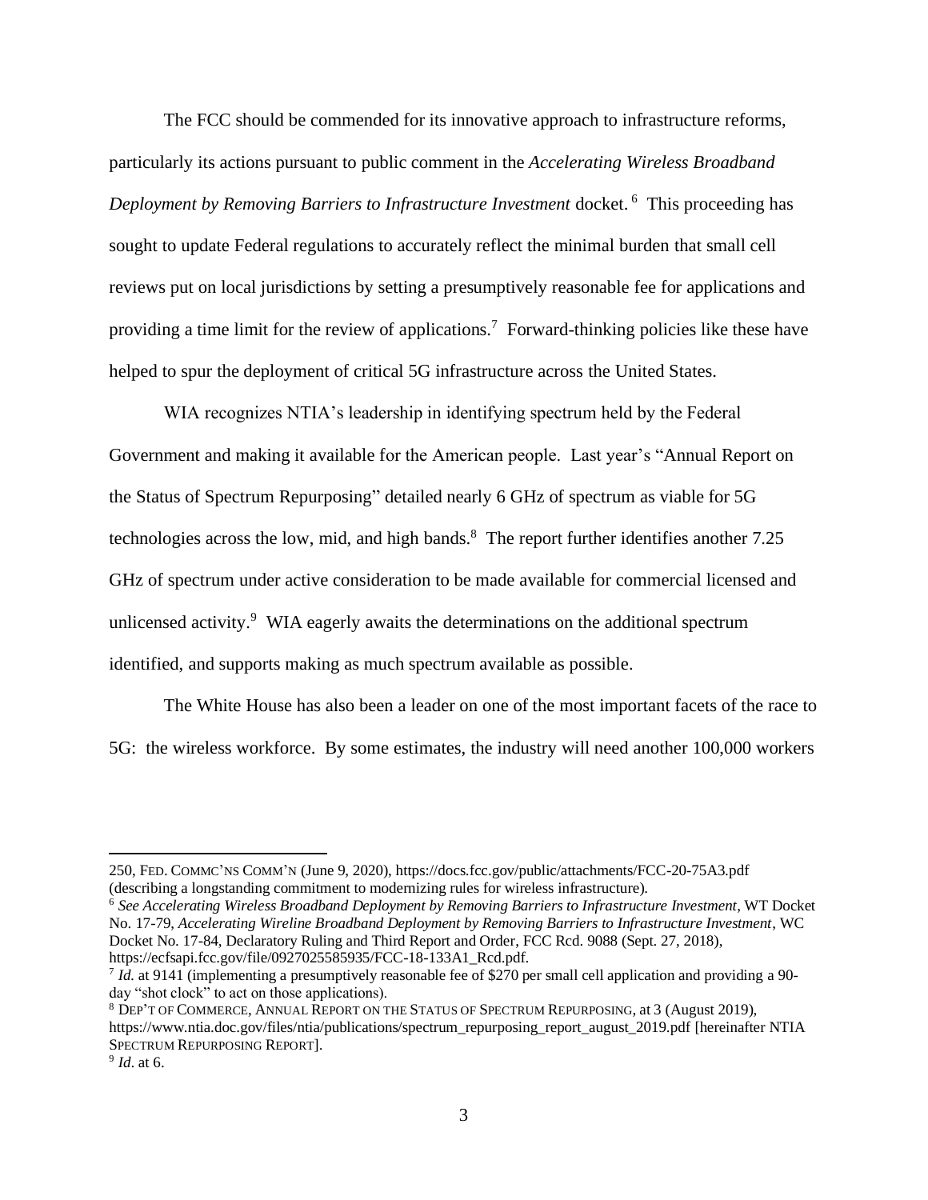The FCC should be commended for its innovative approach to infrastructure reforms, particularly its actions pursuant to public comment in the *Accelerating Wireless Broadband Deployment by Removing Barriers to Infrastructure Investment* docket.[6] This proceeding has sought to update Federal regulations to accurately reflect the minimal burden that small cell reviews put on local jurisdictions by setting a presumptively reasonable fee for applications and providing a time limit for the review of applications.[7] Forward-thinking policies like these have helped to spur the deployment of critical 5G infrastructure across the United States.

WIA recognizes NTIA's leadership in identifying spectrum held by the Federal Government and making it available for the American people. Last year's "Annual Report on the Status of Spectrum Repurposing" detailed nearly 6 GHz of spectrum as viable for 5G technologies across the low, mid, and high bands.[8] The report further identifies another 7.25 GHz of spectrum under active consideration to be made available for commercial licensed and unlicensed activity.[9] WIA eagerly awaits the determinations on the additional spectrum identified, and supports making as much spectrum available as possible.

The White House has also been a leader on one of the most important facets of the race to 5G: the wireless workforce. By some estimates, the industry will need another 100,000 workers

---

250, FED. COMMC'NS COMM'N (June 9, 2020), https://docs.fcc.gov/public/attachments/FCC-20-75A3.pdf (describing a longstanding commitment to modernizing rules for wireless infrastructure).

[6] *See Accelerating Wireless Broadband Deployment by Removing Barriers to Infrastructure Investment*, WT Docket No. 17-79, *Accelerating Wireline Broadband Deployment by Removing Barriers to Infrastructure Investment*, WC Docket No. 17-84, Declaratory Ruling and Third Report and Order, FCC Rcd. 9088 (Sept. 27, 2018), https://ecfsapi.fcc.gov/file/0927025585935/FCC-18-133A1_Rcd.pdf.

[7] *Id.* at 9141 (implementing a presumptively reasonable fee of $270 per small cell application and providing a 90-day "shot clock" to act on those applications).

[8] DEP'T OF COMMERCE, ANNUAL REPORT ON THE STATUS OF SPECTRUM REPURPOSING, at 3 (August 2019), https://www.ntia.doc.gov/files/ntia/publications/spectrum_repurposing_report_august_2019.pdf [hereinafter NTIA SPECTRUM REPURPOSING REPORT].

[9] *Id*. at 6.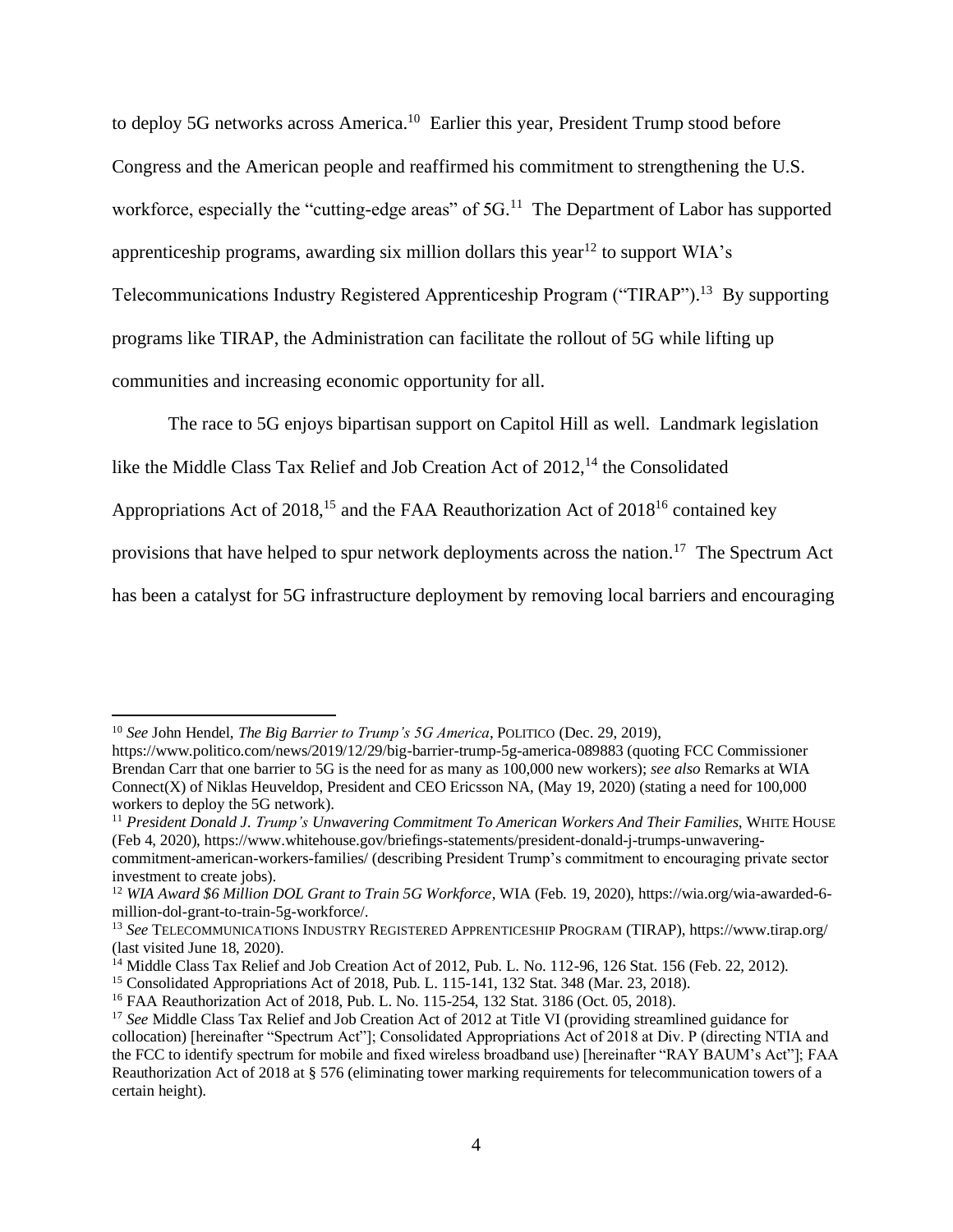to deploy 5G networks across America.[10] Earlier this year, President Trump stood before Congress and the American people and reaffirmed his commitment to strengthening the U.S. workforce, especially the "cutting-edge areas" of 5G.[11] The Department of Labor has supported apprenticeship programs, awarding six million dollars this year[12] to support WIA's Telecommunications Industry Registered Apprenticeship Program ("TIRAP").[13] By supporting programs like TIRAP, the Administration can facilitate the rollout of 5G while lifting up communities and increasing economic opportunity for all.

The race to 5G enjoys bipartisan support on Capitol Hill as well. Landmark legislation like the Middle Class Tax Relief and Job Creation Act of 2012,[14] the Consolidated Appropriations Act of 2018,[15] and the FAA Reauthorization Act of 2018[16] contained key provisions that have helped to spur network deployments across the nation.[17] The Spectrum Act has been a catalyst for 5G infrastructure deployment by removing local barriers and encouraging

---

[10] *See* John Hendel, *The Big Barrier to Trump's 5G America*, POLITICO (Dec. 29, 2019), https://www.politico.com/news/2019/12/29/big-barrier-trump-5g-america-089883 (quoting FCC Commissioner Brendan Carr that one barrier to 5G is the need for as many as 100,000 new workers); *see also* Remarks at WIA Connect(X) of Niklas Heuveldop, President and CEO Ericsson NA, (May 19, 2020) (stating a need for 100,000 workers to deploy the 5G network).

[11] *President Donald J. Trump's Unwavering Commitment To American Workers And Their Families*, WHITE HOUSE (Feb 4, 2020), https://www.whitehouse.gov/briefings-statements/president-donald-j-trumps-unwavering-commitment-american-workers-families/ (describing President Trump's commitment to encouraging private sector investment to create jobs).

[12] *WIA Award $6 Million DOL Grant to Train 5G Workforce*, WIA (Feb. 19, 2020), https://wia.org/wia-awarded-6-million-dol-grant-to-train-5g-workforce/.

[13] *See* TELECOMMUNICATIONS INDUSTRY REGISTERED APPRENTICESHIP PROGRAM (TIRAP), https://www.tirap.org/ (last visited June 18, 2020).

[14] Middle Class Tax Relief and Job Creation Act of 2012, Pub. L. No. 112-96, 126 Stat. 156 (Feb. 22, 2012).

[15] Consolidated Appropriations Act of 2018, Pub. L. 115-141, 132 Stat. 348 (Mar. 23, 2018).

[16] FAA Reauthorization Act of 2018, Pub. L. No. 115-254, 132 Stat. 3186 (Oct. 05, 2018).

[17] *See* Middle Class Tax Relief and Job Creation Act of 2012 at Title VI (providing streamlined guidance for collocation) [hereinafter "Spectrum Act"]; Consolidated Appropriations Act of 2018 at Div. P (directing NTIA and the FCC to identify spectrum for mobile and fixed wireless broadband use) [hereinafter "RAY BAUM's Act"]; FAA Reauthorization Act of 2018 at § 576 (eliminating tower marking requirements for telecommunication towers of a certain height).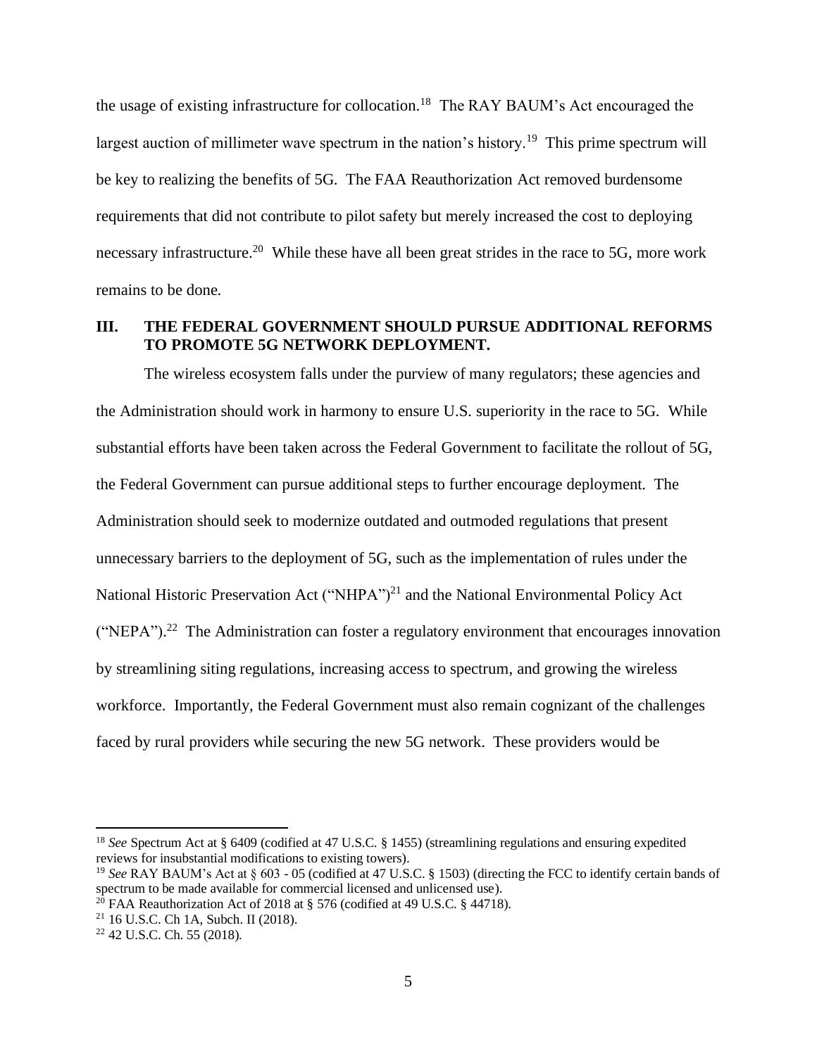the usage of existing infrastructure for collocation.[18] The RAY BAUM's Act encouraged the largest auction of millimeter wave spectrum in the nation's history.[19] This prime spectrum will be key to realizing the benefits of 5G. The FAA Reauthorization Act removed burdensome requirements that did not contribute to pilot safety but merely increased the cost to deploying necessary infrastructure.[20] While these have all been great strides in the race to 5G, more work remains to be done.

## III. THE FEDERAL GOVERNMENT SHOULD PURSUE ADDITIONAL REFORMS TO PROMOTE 5G NETWORK DEPLOYMENT.

The wireless ecosystem falls under the purview of many regulators; these agencies and the Administration should work in harmony to ensure U.S. superiority in the race to 5G. While substantial efforts have been taken across the Federal Government to facilitate the rollout of 5G, the Federal Government can pursue additional steps to further encourage deployment. The Administration should seek to modernize outdated and outmoded regulations that present unnecessary barriers to the deployment of 5G, such as the implementation of rules under the National Historic Preservation Act ("NHPA")[21] and the National Environmental Policy Act ("NEPA").[22] The Administration can foster a regulatory environment that encourages innovation by streamlining siting regulations, increasing access to spectrum, and growing the wireless workforce. Importantly, the Federal Government must also remain cognizant of the challenges faced by rural providers while securing the new 5G network. These providers would be

---

[18] *See* Spectrum Act at § 6409 (codified at 47 U.S.C. § 1455) (streamlining regulations and ensuring expedited reviews for insubstantial modifications to existing towers).

[19] *See* RAY BAUM's Act at § 603 - 05 (codified at 47 U.S.C. § 1503) (directing the FCC to identify certain bands of spectrum to be made available for commercial licensed and unlicensed use).

[20] FAA Reauthorization Act of 2018 at § 576 (codified at 49 U.S.C. § 44718).

[21] 16 U.S.C. Ch 1A, Subch. II (2018).

[22] 42 U.S.C. Ch. 55 (2018).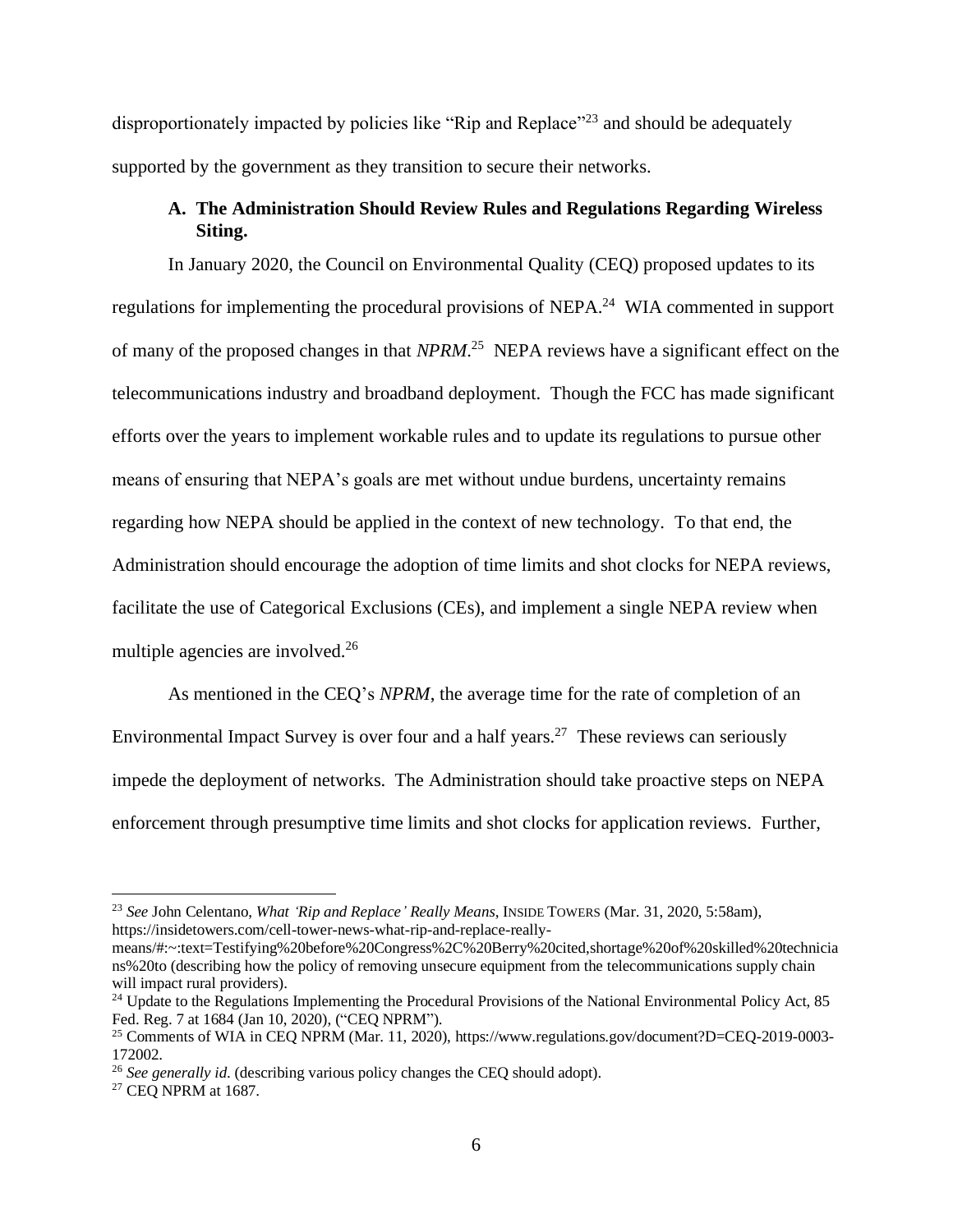disproportionately impacted by policies like "Rip and Replace"[23] and should be adequately supported by the government as they transition to secure their networks.

### A. The Administration Should Review Rules and Regulations Regarding Wireless Siting.

In January 2020, the Council on Environmental Quality (CEQ) proposed updates to its regulations for implementing the procedural provisions of NEPA.[24] WIA commented in support of many of the proposed changes in that *NPRM*.[25] NEPA reviews have a significant effect on the telecommunications industry and broadband deployment. Though the FCC has made significant efforts over the years to implement workable rules and to update its regulations to pursue other means of ensuring that NEPA's goals are met without undue burdens, uncertainty remains regarding how NEPA should be applied in the context of new technology. To that end, the Administration should encourage the adoption of time limits and shot clocks for NEPA reviews, facilitate the use of Categorical Exclusions (CEs), and implement a single NEPA review when multiple agencies are involved.[26]

As mentioned in the CEQ's *NPRM*, the average time for the rate of completion of an Environmental Impact Survey is over four and a half years.[27] These reviews can seriously impede the deployment of networks. The Administration should take proactive steps on NEPA enforcement through presumptive time limits and shot clocks for application reviews. Further,

---

[23] *See* John Celentano, *What 'Rip and Replace' Really Means*, INSIDE TOWERS (Mar. 31, 2020, 5:58am), https://insidetowers.com/cell-tower-news-what-rip-and-replace-really-means/#:~:text=Testifying%20before%20Congress%2C%20Berry%20cited,shortage%20of%20skilled%20technicians%20to (describing how the policy of removing unsecure equipment from the telecommunications supply chain will impact rural providers).

[24] Update to the Regulations Implementing the Procedural Provisions of the National Environmental Policy Act, 85 Fed. Reg. 7 at 1684 (Jan 10, 2020), ("CEQ NPRM").

[25] Comments of WIA in CEQ NPRM (Mar. 11, 2020), https://www.regulations.gov/document?D=CEQ-2019-0003-172002.

[26] *See generally id.* (describing various policy changes the CEQ should adopt).

[27] CEQ NPRM at 1687.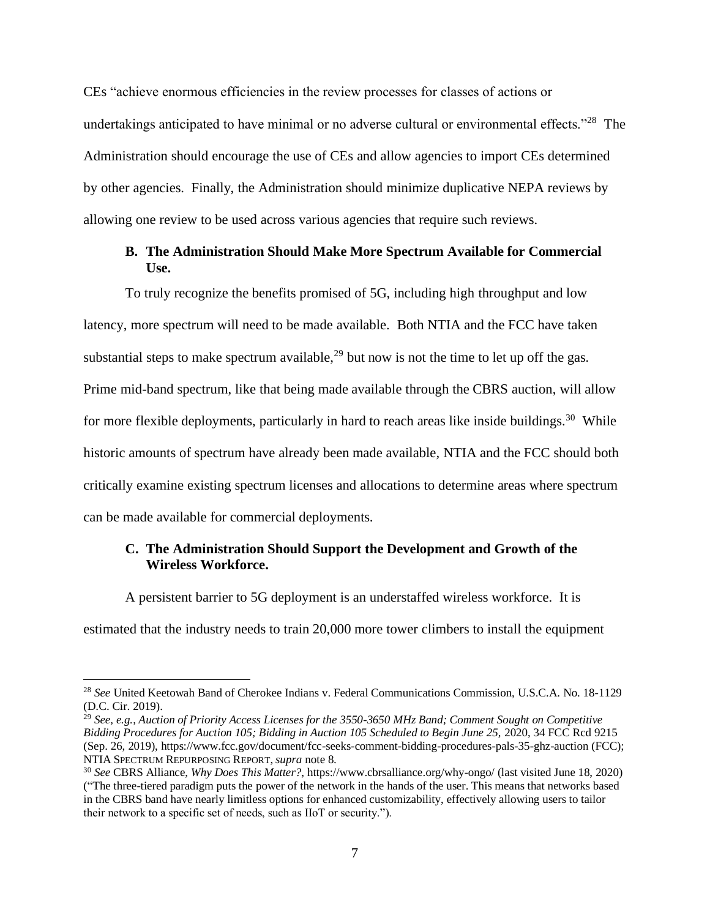CEs "achieve enormous efficiencies in the review processes for classes of actions or undertakings anticipated to have minimal or no adverse cultural or environmental effects."[28] The Administration should encourage the use of CEs and allow agencies to import CEs determined by other agencies. Finally, the Administration should minimize duplicative NEPA reviews by allowing one review to be used across various agencies that require such reviews.

### B. The Administration Should Make More Spectrum Available for Commercial Use.

To truly recognize the benefits promised of 5G, including high throughput and low latency, more spectrum will need to be made available. Both NTIA and the FCC have taken substantial steps to make spectrum available,[29] but now is not the time to let up off the gas. Prime mid-band spectrum, like that being made available through the CBRS auction, will allow for more flexible deployments, particularly in hard to reach areas like inside buildings.[30] While historic amounts of spectrum have already been made available, NTIA and the FCC should both critically examine existing spectrum licenses and allocations to determine areas where spectrum can be made available for commercial deployments.

### C. The Administration Should Support the Development and Growth of the Wireless Workforce.

A persistent barrier to 5G deployment is an understaffed wireless workforce. It is estimated that the industry needs to train 20,000 more tower climbers to install the equipment

---

[28] *See* United Keetowah Band of Cherokee Indians v. Federal Communications Commission, U.S.C.A. No. 18-1129 (D.C. Cir. 2019).

[29] *See, e.g.*, *Auction of Priority Access Licenses for the 3550-3650 MHz Band; Comment Sought on Competitive Bidding Procedures for Auction 105; Bidding in Auction 105 Scheduled to Begin June 25*, 2020, 34 FCC Rcd 9215 (Sep. 26, 2019), https://www.fcc.gov/document/fcc-seeks-comment-bidding-procedures-pals-35-ghz-auction (FCC); NTIA SPECTRUM REPURPOSING REPORT, *supra* note 8.

[30] *See* CBRS Alliance, *Why Does This Matter?*, https://www.cbrsalliance.org/why-ongo/ (last visited June 18, 2020) ("The three-tiered paradigm puts the power of the network in the hands of the user. This means that networks based in the CBRS band have nearly limitless options for enhanced customizability, effectively allowing users to tailor their network to a specific set of needs, such as IIoT or security.").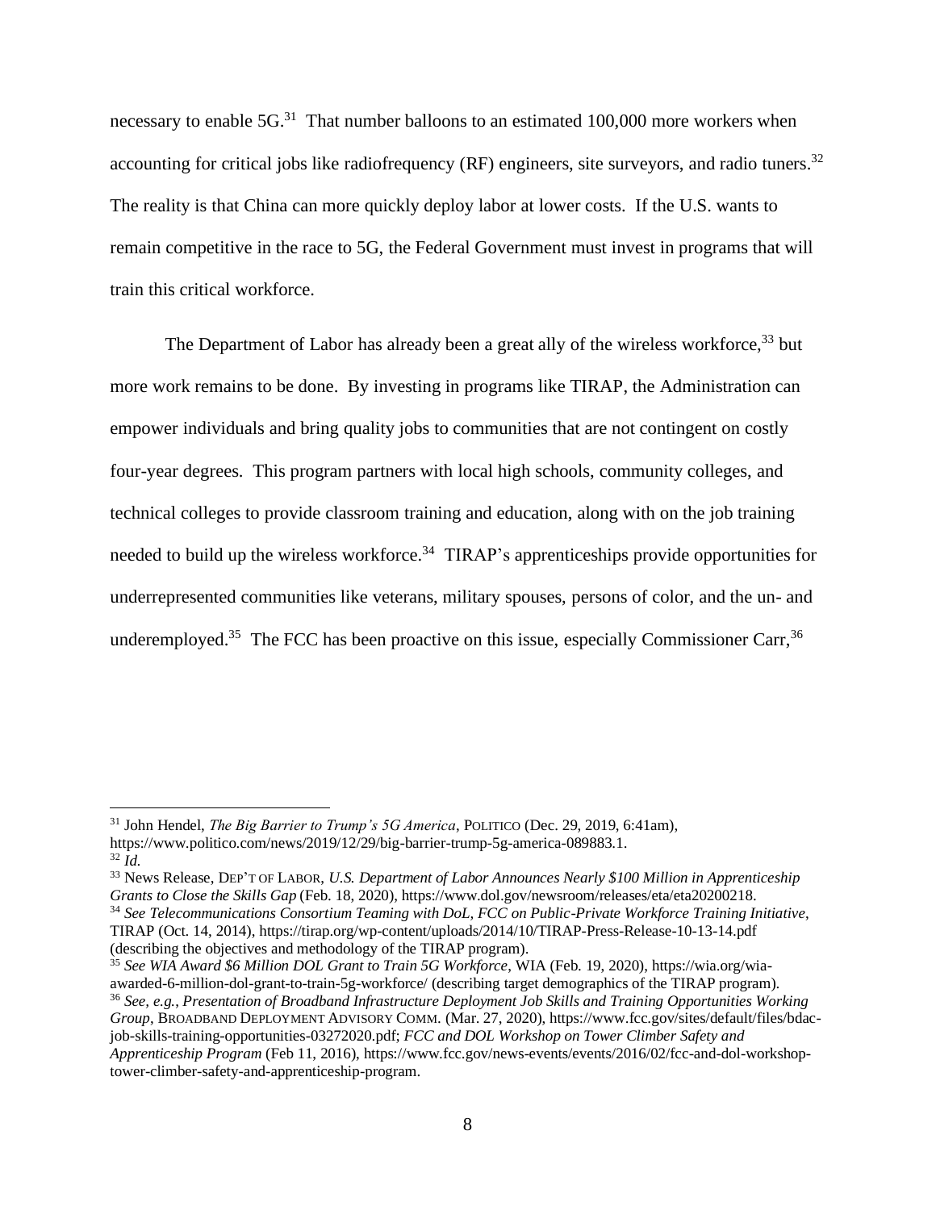necessary to enable 5G.[31] That number balloons to an estimated 100,000 more workers when accounting for critical jobs like radiofrequency (RF) engineers, site surveyors, and radio tuners.[32] The reality is that China can more quickly deploy labor at lower costs. If the U.S. wants to remain competitive in the race to 5G, the Federal Government must invest in programs that will train this critical workforce.

The Department of Labor has already been a great ally of the wireless workforce,[33] but more work remains to be done. By investing in programs like TIRAP, the Administration can empower individuals and bring quality jobs to communities that are not contingent on costly four-year degrees. This program partners with local high schools, community colleges, and technical colleges to provide classroom training and education, along with on the job training needed to build up the wireless workforce.[34] TIRAP's apprenticeships provide opportunities for underrepresented communities like veterans, military spouses, persons of color, and the un- and underemployed.[35] The FCC has been proactive on this issue, especially Commissioner Carr,[36]

---

[31] John Hendel, *The Big Barrier to Trump's 5G America*, POLITICO (Dec. 29, 2019, 6:41am), https://www.politico.com/news/2019/12/29/big-barrier-trump-5g-america-089883.1.

[32] *Id.*

[33] News Release, DEP'T OF LABOR, *U.S. Department of Labor Announces Nearly $100 Million in Apprenticeship Grants to Close the Skills Gap* (Feb. 18, 2020), https://www.dol.gov/newsroom/releases/eta/eta20200218.

[34] *See Telecommunications Consortium Teaming with DoL, FCC on Public-Private Workforce Training Initiative*, TIRAP (Oct. 14, 2014), https://tirap.org/wp-content/uploads/2014/10/TIRAP-Press-Release-10-13-14.pdf (describing the objectives and methodology of the TIRAP program).

[35] *See WIA Award $6 Million DOL Grant to Train 5G Workforce*, WIA (Feb. 19, 2020), https://wia.org/wia-awarded-6-million-dol-grant-to-train-5g-workforce/ (describing target demographics of the TIRAP program).

[36] *See, e.g.*, *Presentation of Broadband Infrastructure Deployment Job Skills and Training Opportunities Working Group*, BROADBAND DEPLOYMENT ADVISORY COMM. (Mar. 27, 2020), https://www.fcc.gov/sites/default/files/bdac-job-skills-training-opportunities-03272020.pdf; *FCC and DOL Workshop on Tower Climber Safety and Apprenticeship Program* (Feb 11, 2016), https://www.fcc.gov/news-events/events/2016/02/fcc-and-dol-workshop-tower-climber-safety-and-apprenticeship-program.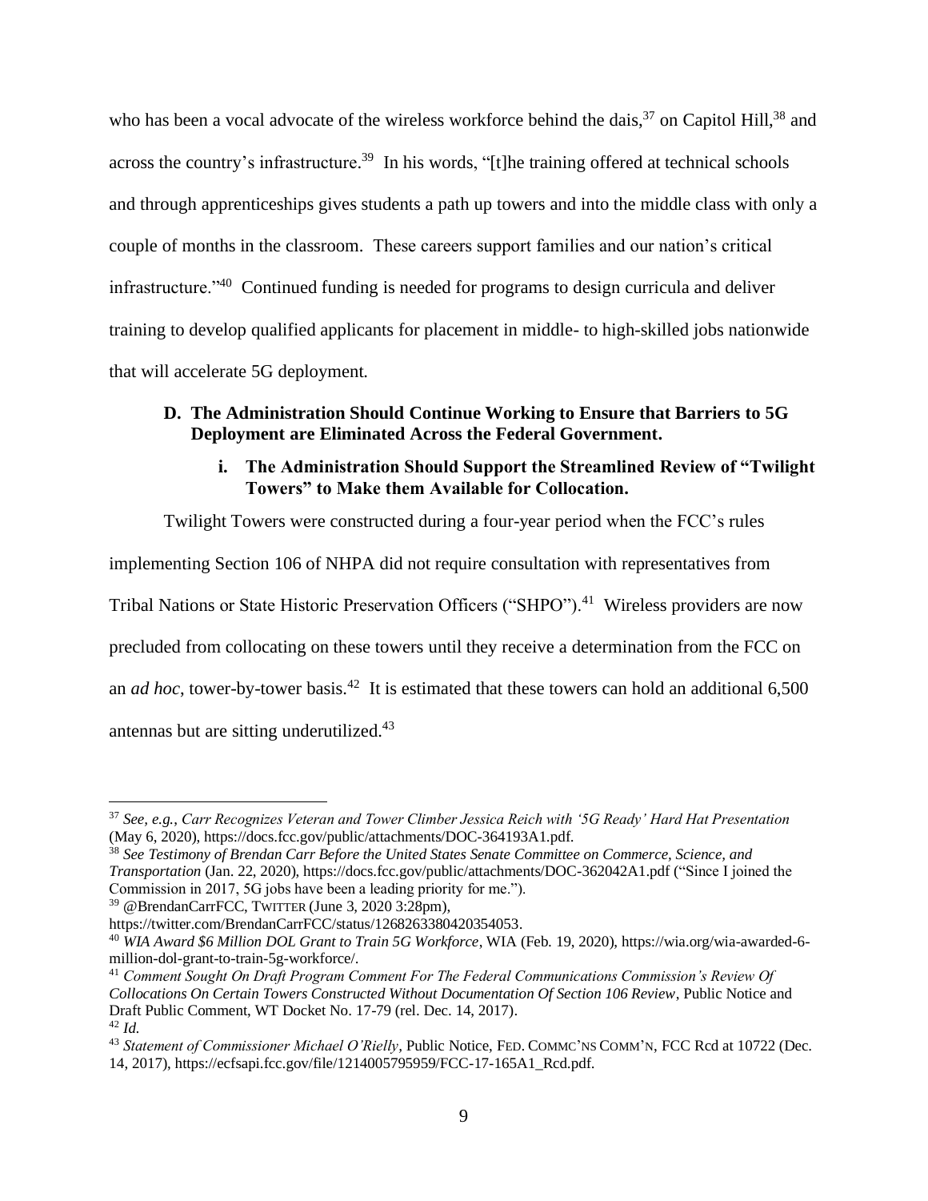who has been a vocal advocate of the wireless workforce behind the dais,[37] on Capitol Hill,[38] and across the country's infrastructure.[39] In his words, "[t]he training offered at technical schools and through apprenticeships gives students a path up towers and into the middle class with only a couple of months in the classroom. These careers support families and our nation's critical infrastructure."[40] Continued funding is needed for programs to design curricula and deliver training to develop qualified applicants for placement in middle- to high-skilled jobs nationwide that will accelerate 5G deployment.

### D. The Administration Should Continue Working to Ensure that Barriers to 5G Deployment are Eliminated Across the Federal Government.

#### i. The Administration Should Support the Streamlined Review of "Twilight Towers" to Make them Available for Collocation.

Twilight Towers were constructed during a four-year period when the FCC's rules implementing Section 106 of NHPA did not require consultation with representatives from Tribal Nations or State Historic Preservation Officers ("SHPO").[41] Wireless providers are now precluded from collocating on these towers until they receive a determination from the FCC on an *ad hoc*, tower-by-tower basis.[42] It is estimated that these towers can hold an additional 6,500 antennas but are sitting underutilized.[43]

---

[37] *See, e.g.*, *Carr Recognizes Veteran and Tower Climber Jessica Reich with '5G Ready' Hard Hat Presentation* (May 6, 2020), https://docs.fcc.gov/public/attachments/DOC-364193A1.pdf.

[38] *See Testimony of Brendan Carr Before the United States Senate Committee on Commerce, Science, and Transportation* (Jan. 22, 2020), https://docs.fcc.gov/public/attachments/DOC-362042A1.pdf ("Since I joined the Commission in 2017, 5G jobs have been a leading priority for me.").

[39] @BrendanCarrFCC, TWITTER (June 3, 2020 3:28pm), https://twitter.com/BrendanCarrFCC/status/1268263380420354053.

[40] *WIA Award $6 Million DOL Grant to Train 5G Workforce*, WIA (Feb. 19, 2020), https://wia.org/wia-awarded-6-million-dol-grant-to-train-5g-workforce/.

[41] *Comment Sought On Draft Program Comment For The Federal Communications Commission's Review Of Collocations On Certain Towers Constructed Without Documentation Of Section 106 Review*, Public Notice and Draft Public Comment, WT Docket No. 17-79 (rel. Dec. 14, 2017).

[42] *Id.*

[43] *Statement of Commissioner Michael O'Rielly*, Public Notice, FED. COMMC'NS COMM'N, FCC Rcd at 10722 (Dec. 14, 2017), https://ecfsapi.fcc.gov/file/1214005795959/FCC-17-165A1_Rcd.pdf.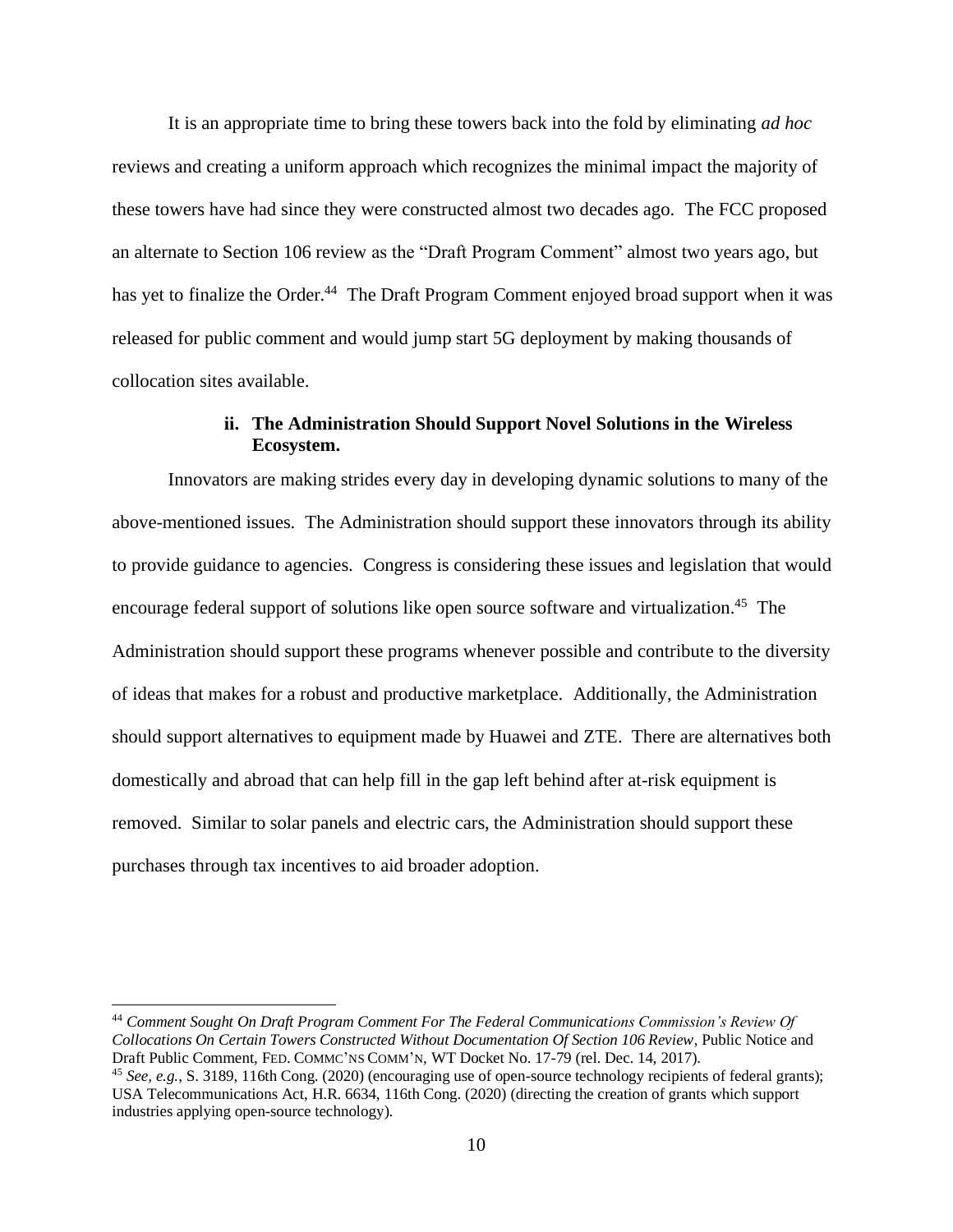It is an appropriate time to bring these towers back into the fold by eliminating *ad hoc* reviews and creating a uniform approach which recognizes the minimal impact the majority of these towers have had since they were constructed almost two decades ago. The FCC proposed an alternate to Section 106 review as the "Draft Program Comment" almost two years ago, but has yet to finalize the Order.[44] The Draft Program Comment enjoyed broad support when it was released for public comment and would jump start 5G deployment by making thousands of collocation sites available.

#### ii. The Administration Should Support Novel Solutions in the Wireless Ecosystem.

Innovators are making strides every day in developing dynamic solutions to many of the above-mentioned issues. The Administration should support these innovators through its ability to provide guidance to agencies. Congress is considering these issues and legislation that would encourage federal support of solutions like open source software and virtualization.[45] The Administration should support these programs whenever possible and contribute to the diversity of ideas that makes for a robust and productive marketplace. Additionally, the Administration should support alternatives to equipment made by Huawei and ZTE. There are alternatives both domestically and abroad that can help fill in the gap left behind after at-risk equipment is removed. Similar to solar panels and electric cars, the Administration should support these purchases through tax incentives to aid broader adoption.

---

[44] *Comment Sought On Draft Program Comment For The Federal Communications Commission's Review Of Collocations On Certain Towers Constructed Without Documentation Of Section 106 Review*, Public Notice and Draft Public Comment, FED. COMMC'NS COMM'N, WT Docket No. 17-79 (rel. Dec. 14, 2017).

[45] *See, e.g.*, S. 3189, 116th Cong. (2020) (encouraging use of open-source technology recipients of federal grants); USA Telecommunications Act, H.R. 6634, 116th Cong. (2020) (directing the creation of grants which support industries applying open-source technology).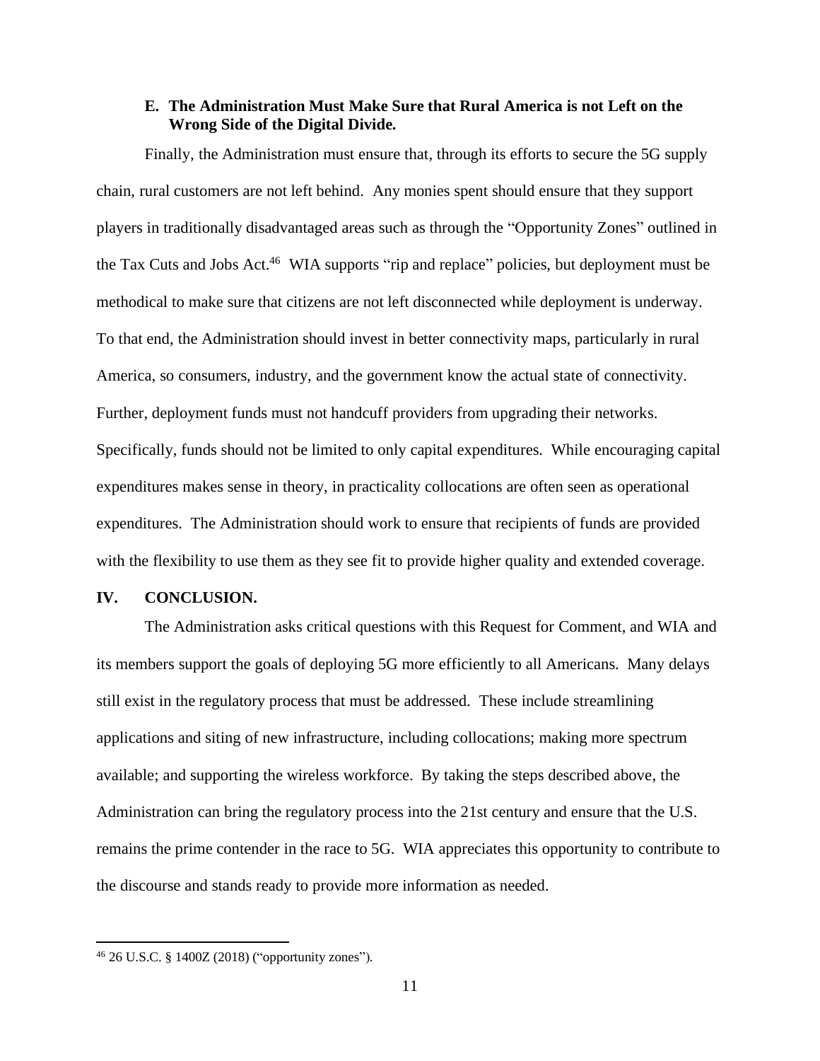### E. The Administration Must Make Sure that Rural America is not Left on the Wrong Side of the Digital Divide.

Finally, the Administration must ensure that, through its efforts to secure the 5G supply chain, rural customers are not left behind. Any monies spent should ensure that they support players in traditionally disadvantaged areas such as through the "Opportunity Zones" outlined in the Tax Cuts and Jobs Act.[46] WIA supports "rip and replace" policies, but deployment must be methodical to make sure that citizens are not left disconnected while deployment is underway. To that end, the Administration should invest in better connectivity maps, particularly in rural America, so consumers, industry, and the government know the actual state of connectivity. Further, deployment funds must not handcuff providers from upgrading their networks. Specifically, funds should not be limited to only capital expenditures. While encouraging capital expenditures makes sense in theory, in practicality collocations are often seen as operational expenditures. The Administration should work to ensure that recipients of funds are provided with the flexibility to use them as they see fit to provide higher quality and extended coverage.

## IV. CONCLUSION.

The Administration asks critical questions with this Request for Comment, and WIA and its members support the goals of deploying 5G more efficiently to all Americans. Many delays still exist in the regulatory process that must be addressed. These include streamlining applications and siting of new infrastructure, including collocations; making more spectrum available; and supporting the wireless workforce. By taking the steps described above, the Administration can bring the regulatory process into the 21st century and ensure that the U.S. remains the prime contender in the race to 5G. WIA appreciates this opportunity to contribute to the discourse and stands ready to provide more information as needed.

---

[46] 26 U.S.C. § 1400Z (2018) ("opportunity zones").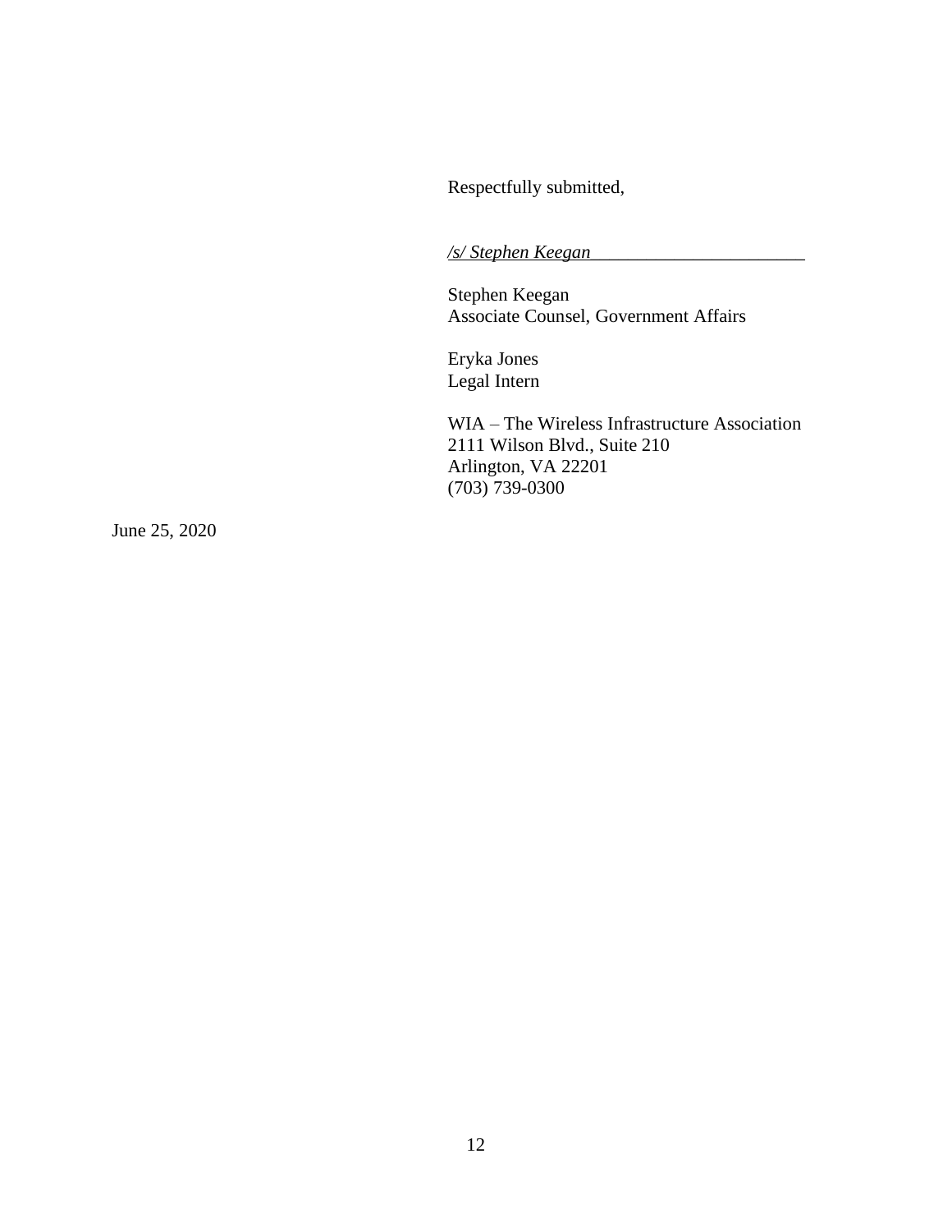Respectfully submitted,

*/s/ Stephen Keegan*

Stephen Keegan
Associate Counsel, Government Affairs

Eryka Jones
Legal Intern

WIA – The Wireless Infrastructure Association
2111 Wilson Blvd., Suite 210
Arlington, VA 22201
(703) 739-0300

June 25, 2020